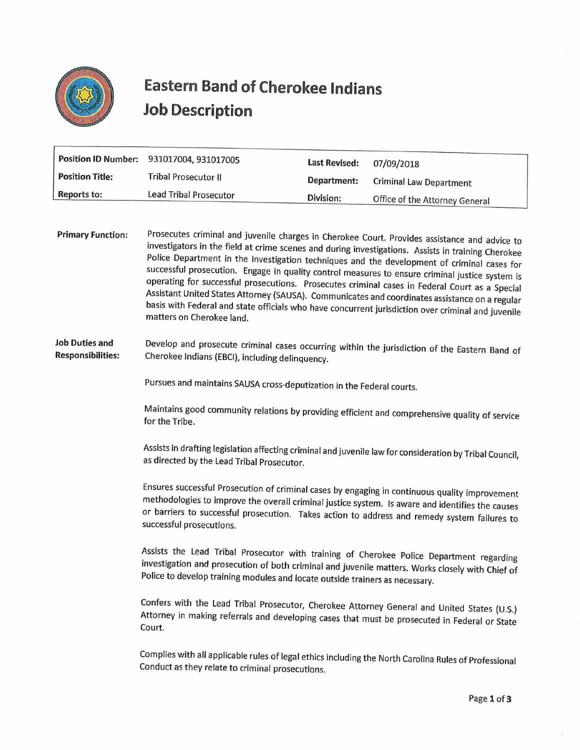# Eastern Band of Cherokee Indians
## Job Description

| Position ID Number: | 931017004, 931017005 | Last Revised: | 07/09/2018 |
|---|---|---|---|
| Position Title: | Tribal Prosecutor II | Department: | Criminal Law Department |
| Reports to: | Lead Tribal Prosecutor | Division: | Office of the Attorney General |

**Primary Function:**

Prosecutes criminal and juvenile charges in Cherokee Court. Provides assistance and advice to investigators in the field at crime scenes and during investigations. Assists in training Cherokee Police Department in the investigation techniques and the development of criminal cases for successful prosecution. Engage in quality control measures to ensure criminal justice system is operating for successful prosecutions. Prosecutes criminal cases in Federal Court as a Special Assistant United States Attorney (SAUSA). Communicates and coordinates assistance on a regular basis with Federal and state officials who have concurrent jurisdiction over criminal and juvenile matters on Cherokee land.

**Job Duties and Responsibilities:**

Develop and prosecute criminal cases occurring within the jurisdiction of the Eastern Band of Cherokee Indians (EBCI), including delinquency.

Pursues and maintains SAUSA cross-deputization in the Federal courts.

Maintains good community relations by providing efficient and comprehensive quality of service for the Tribe.

Assists in drafting legislation affecting criminal and juvenile law for consideration by Tribal Council, as directed by the Lead Tribal Prosecutor.

Ensures successful Prosecution of criminal cases by engaging in continuous quality improvement methodologies to improve the overall criminal justice system. Is aware and identifies the causes or barriers to successful prosecution. Takes action to address and remedy system failures to successful prosecutions.

Assists the Lead Tribal Prosecutor with training of Cherokee Police Department regarding investigation and prosecution of both criminal and juvenile matters. Works closely with Chief of Police to develop training modules and locate outside trainers as necessary.

Confers with the Lead Tribal Prosecutor, Cherokee Attorney General and United States (U.S.) Attorney in making referrals and developing cases that must be prosecuted in Federal or State Court.

Complies with all applicable rules of legal ethics including the North Carolina Rules of Professional Conduct as they relate to criminal prosecutions.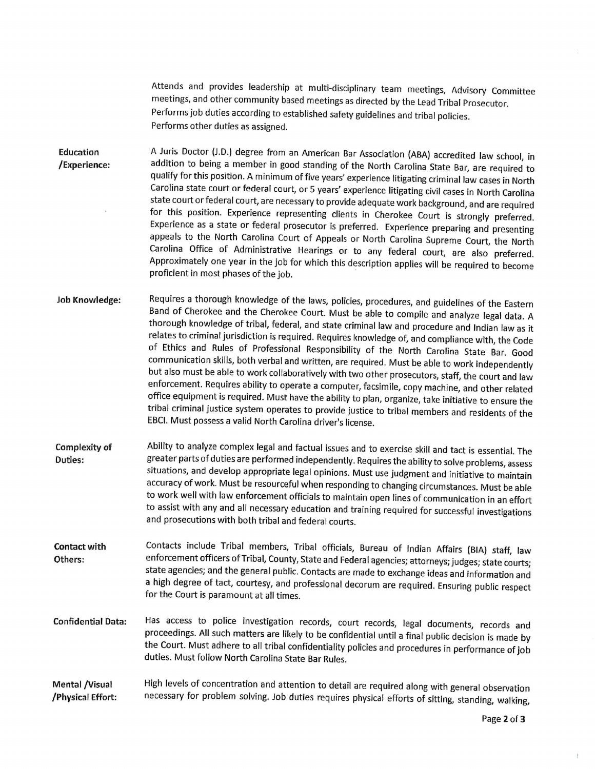Attends and provides leadership at multi-disciplinary team meetings, Advisory Committee meetings, and other community based meetings as directed by the Lead Tribal Prosecutor.
Performs job duties according to established safety guidelines and tribal policies.
Performs other duties as assigned.

**Education /Experience:** A Juris Doctor (J.D.) degree from an American Bar Association (ABA) accredited law school, in addition to being a member in good standing of the North Carolina State Bar, are required to qualify for this position. A minimum of five years' experience litigating criminal law cases in North Carolina state court or federal court, or 5 years' experience litigating civil cases in North Carolina state court or federal court, are necessary to provide adequate work background, and are required for this position. Experience representing clients in Cherokee Court is strongly preferred. Experience as a state or federal prosecutor is preferred. Experience preparing and presenting appeals to the North Carolina Court of Appeals or North Carolina Supreme Court, the North Carolina Office of Administrative Hearings or to any federal court, are also preferred. Approximately one year in the job for which this description applies will be required to become proficient in most phases of the job.

**Job Knowledge:** Requires a thorough knowledge of the laws, policies, procedures, and guidelines of the Eastern Band of Cherokee and the Cherokee Court. Must be able to compile and analyze legal data. A thorough knowledge of tribal, federal, and state criminal law and procedure and Indian law as it relates to criminal jurisdiction is required. Requires knowledge of, and compliance with, the Code of Ethics and Rules of Professional Responsibility of the North Carolina State Bar. Good communication skills, both verbal and written, are required. Must be able to work independently but also must be able to work collaboratively with two other prosecutors, staff, the court and law enforcement. Requires ability to operate a computer, facsimile, copy machine, and other related office equipment is required. Must have the ability to plan, organize, take initiative to ensure the tribal criminal justice system operates to provide justice to tribal members and residents of the EBCI. Must possess a valid North Carolina driver's license.

**Complexity of Duties:** Ability to analyze complex legal and factual issues and to exercise skill and tact is essential. The greater parts of duties are performed independently. Requires the ability to solve problems, assess situations, and develop appropriate legal opinions. Must use judgment and initiative to maintain accuracy of work. Must be resourceful when responding to changing circumstances. Must be able to work well with law enforcement officials to maintain open lines of communication in an effort to assist with any and all necessary education and training required for successful investigations and prosecutions with both tribal and federal courts.

**Contact with Others:** Contacts include Tribal members, Tribal officials, Bureau of Indian Affairs (BIA) staff, law enforcement officers of Tribal, County, State and Federal agencies; attorneys; judges; state courts; state agencies; and the general public. Contacts are made to exchange ideas and information and a high degree of tact, courtesy, and professional decorum are required. Ensuring public respect for the Court is paramount at all times.

**Confidential Data:** Has access to police investigation records, court records, legal documents, records and proceedings. All such matters are likely to be confidential until a final public decision is made by the Court. Must adhere to all tribal confidentiality policies and procedures in performance of job duties. Must follow North Carolina State Bar Rules.

**Mental /Visual /Physical Effort:** High levels of concentration and attention to detail are required along with general observation necessary for problem solving. Job duties requires physical efforts of sitting, standing, walking,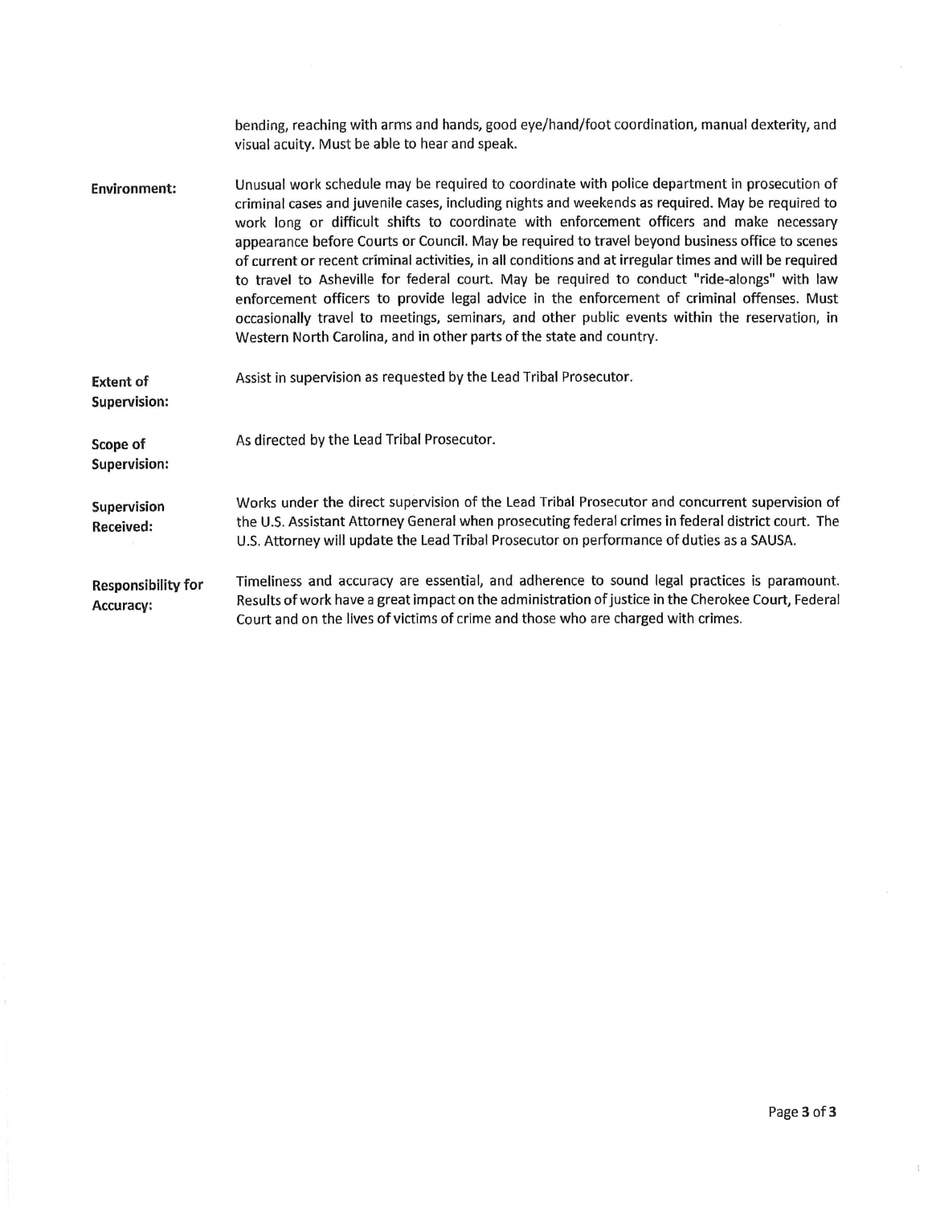bending, reaching with arms and hands, good eye/hand/foot coordination, manual dexterity, and visual acuity. Must be able to hear and speak.

**Environment:** Unusual work schedule may be required to coordinate with police department in prosecution of criminal cases and juvenile cases, including nights and weekends as required. May be required to work long or difficult shifts to coordinate with enforcement officers and make necessary appearance before Courts or Council. May be required to travel beyond business office to scenes of current or recent criminal activities, in all conditions and at irregular times and will be required to travel to Asheville for federal court. May be required to conduct "ride-alongs" with law enforcement officers to provide legal advice in the enforcement of criminal offenses. Must occasionally travel to meetings, seminars, and other public events within the reservation, in Western North Carolina, and in other parts of the state and country.

**Extent of Supervision:** Assist in supervision as requested by the Lead Tribal Prosecutor.

**Scope of Supervision:** As directed by the Lead Tribal Prosecutor.

**Supervision Received:** Works under the direct supervision of the Lead Tribal Prosecutor and concurrent supervision of the U.S. Assistant Attorney General when prosecuting federal crimes in federal district court. The U.S. Attorney will update the Lead Tribal Prosecutor on performance of duties as a SAUSA.

**Responsibility for Accuracy:** Timeliness and accuracy are essential, and adherence to sound legal practices is paramount. Results of work have a great impact on the administration of justice in the Cherokee Court, Federal Court and on the lives of victims of crime and those who are charged with crimes.